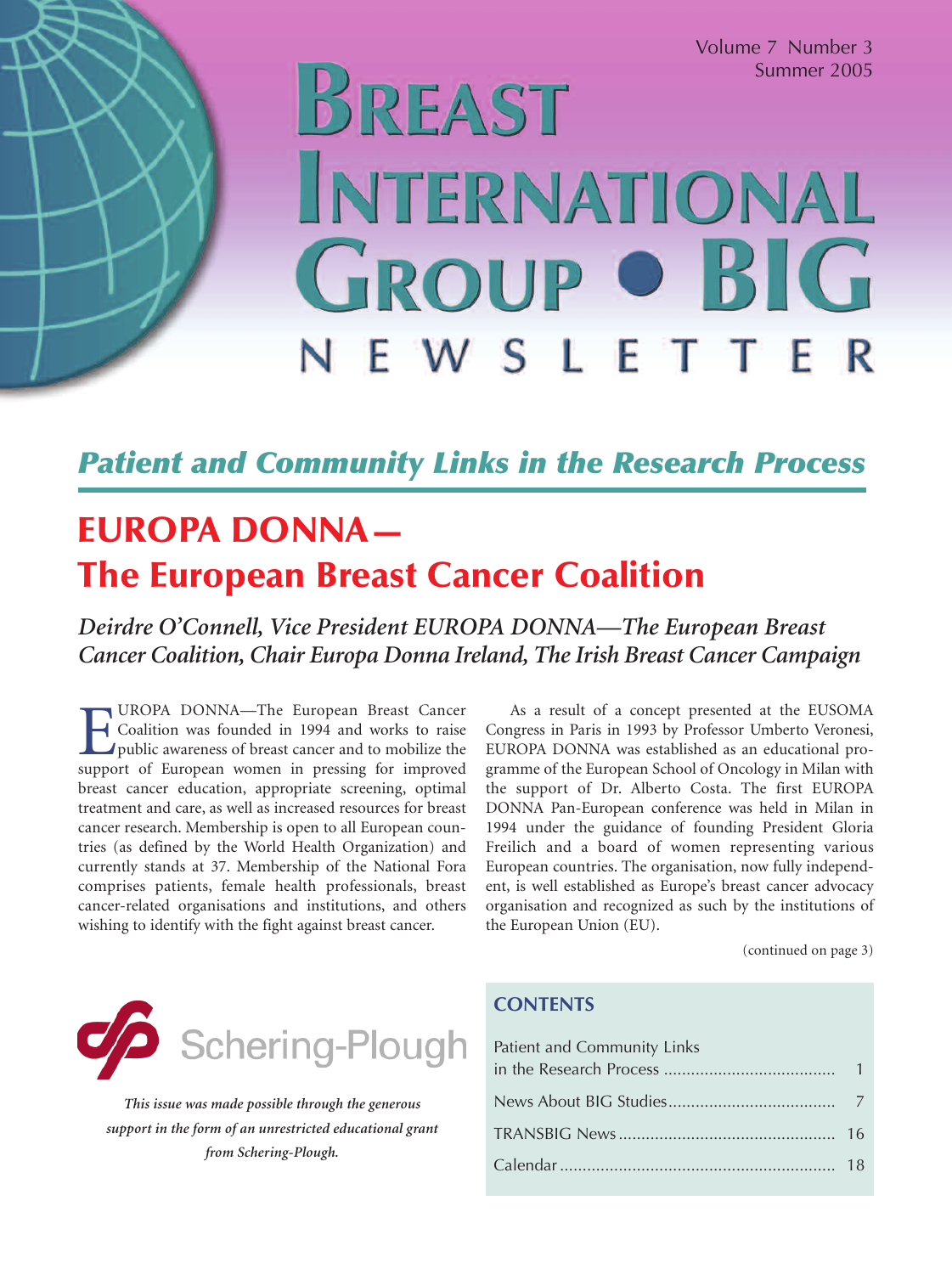# Breast International Group • BIG Newsletter

Volume 7 Number 3
Summer 2005

## *Patient and Community Links in the Research Process*

# EUROPA DONNA— The European Breast Cancer Coalition

*Deirdre O'Connell, Vice President EUROPA DONNA—The European Breast Cancer Coalition, Chair Europa Donna Ireland, The Irish Breast Cancer Campaign*

EUROPA DONNA—The European Breast Cancer Coalition was founded in 1994 and works to raise public awareness of breast cancer and to mobilize the support of European women in pressing for improved breast cancer education, appropriate screening, optimal treatment and care, as well as increased resources for breast cancer research. Membership is open to all European countries (as defined by the World Health Organization) and currently stands at 37. Membership of the National Fora comprises patients, female health professionals, breast cancer-related organisations and institutions, and others wishing to identify with the fight against breast cancer.

As a result of a concept presented at the EUSOMA Congress in Paris in 1993 by Professor Umberto Veronesi, EUROPA DONNA was established as an educational programme of the European School of Oncology in Milan with the support of Dr. Alberto Costa. The first EUROPA DONNA Pan-European conference was held in Milan in 1994 under the guidance of founding President Gloria Freilich and a board of women representing various European countries. The organisation, now fully independent, is well established as Europe's breast cancer advocacy organisation and recognized as such by the institutions of the European Union (EU).

(continued on page 3)

Schering-Plough

*This issue was made possible through the generous support in the form of an unrestricted educational grant from Schering-Plough.*

## CONTENTS

| | |
|---|---|
| Patient and Community Links in the Research Process | 1 |
| News About BIG Studies | 7 |
| TRANSBIG News | 16 |
| Calendar | 18 |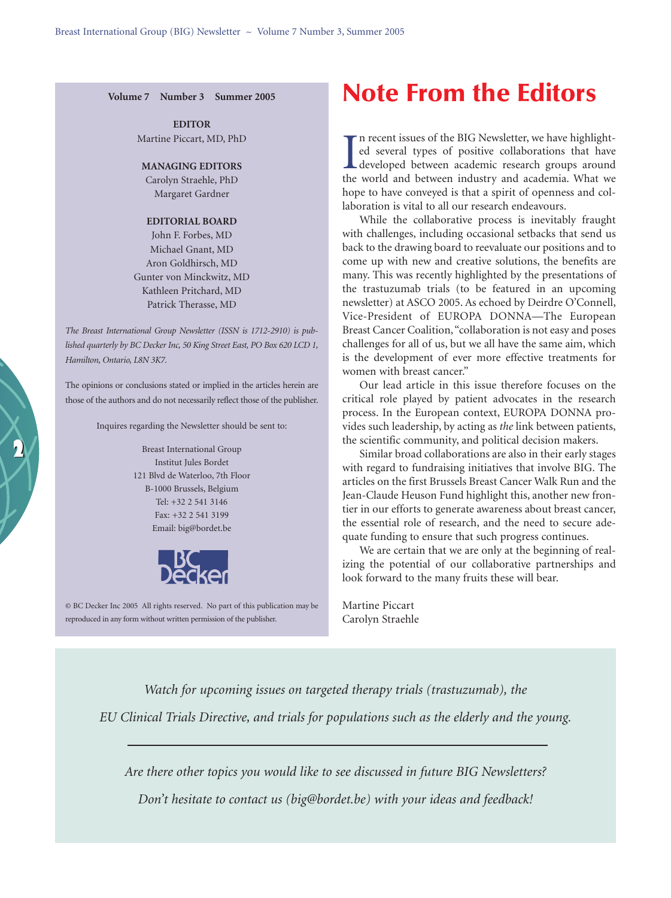**Volume 7 Number 3 Summer 2005**

**EDITOR**
Martine Piccart, MD, PhD

**MANAGING EDITORS**
Carolyn Straehle, PhD
Margaret Gardner

**EDITORIAL BOARD**
John F. Forbes, MD
Michael Gnant, MD
Aron Goldhirsch, MD
Gunter von Minckwitz, MD
Kathleen Pritchard, MD
Patrick Therasse, MD

*The Breast International Group Newsletter (ISSN is 1712-2910) is published quarterly by BC Decker Inc, 50 King Street East, PO Box 620 LCD 1, Hamilton, Ontario, L8N 3K7.*

The opinions or conclusions stated or implied in the articles herein are those of the authors and do not necessarily reflect those of the publisher.

Inquires regarding the Newsletter should be sent to:

Breast International Group
Institut Jules Bordet
121 Blvd de Waterloo, 7th Floor
B-1000 Brussels, Belgium
Tel: +32 2 541 3146
Fax: +32 2 541 3199
Email: big@bordet.be

BC Decker

© BC Decker Inc 2005 All rights reserved. No part of this publication may be reproduced in any form without written permission of the publisher.

# Note From the Editors

In recent issues of the BIG Newsletter, we have highlighted several types of positive collaborations that have developed between academic research groups around the world and between industry and academia. What we hope to have conveyed is that a spirit of openness and collaboration is vital to all our research endeavours.

While the collaborative process is inevitably fraught with challenges, including occasional setbacks that send us back to the drawing board to reevaluate our positions and to come up with new and creative solutions, the benefits are many. This was recently highlighted by the presentations of the trastuzumab trials (to be featured in an upcoming newsletter) at ASCO 2005. As echoed by Deirdre O'Connell, Vice-President of EUROPA DONNA—The European Breast Cancer Coalition, "collaboration is not easy and poses challenges for all of us, but we all have the same aim, which is the development of ever more effective treatments for women with breast cancer."

Our lead article in this issue therefore focuses on the critical role played by patient advocates in the research process. In the European context, EUROPA DONNA provides such leadership, by acting as *the* link between patients, the scientific community, and political decision makers.

Similar broad collaborations are also in their early stages with regard to fundraising initiatives that involve BIG. The articles on the first Brussels Breast Cancer Walk Run and the Jean-Claude Heuson Fund highlight this, another new frontier in our efforts to generate awareness about breast cancer, the essential role of research, and the need to secure adequate funding to ensure that such progress continues.

We are certain that we are only at the beginning of realizing the potential of our collaborative partnerships and look forward to the many fruits these will bear.

Martine Piccart
Carolyn Straehle

*Watch for upcoming issues on targeted therapy trials (trastuzumab), the EU Clinical Trials Directive, and trials for populations such as the elderly and the young.*

---

*Are there other topics you would like to see discussed in future BIG Newsletters? Don't hesitate to contact us (big@bordet.be) with your ideas and feedback!*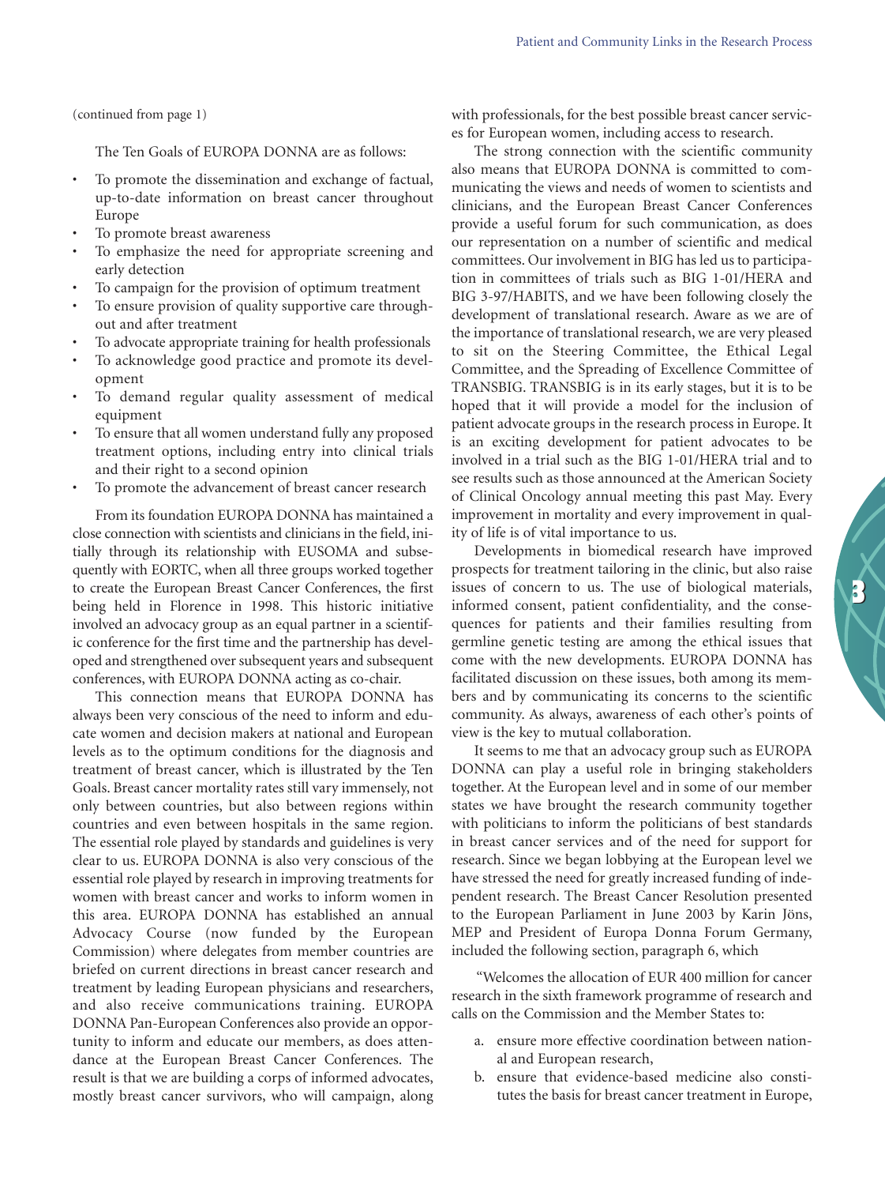(continued from page 1)

The Ten Goals of EUROPA DONNA are as follows:

- To promote the dissemination and exchange of factual, up-to-date information on breast cancer throughout Europe
- To promote breast awareness
- To emphasize the need for appropriate screening and early detection
- To campaign for the provision of optimum treatment
- To ensure provision of quality supportive care throughout and after treatment
- To advocate appropriate training for health professionals
- To acknowledge good practice and promote its development
- To demand regular quality assessment of medical equipment
- To ensure that all women understand fully any proposed treatment options, including entry into clinical trials and their right to a second opinion
- To promote the advancement of breast cancer research

From its foundation EUROPA DONNA has maintained a close connection with scientists and clinicians in the field, initially through its relationship with EUSOMA and subsequently with EORTC, when all three groups worked together to create the European Breast Cancer Conferences, the first being held in Florence in 1998. This historic initiative involved an advocacy group as an equal partner in a scientific conference for the first time and the partnership has developed and strengthened over subsequent years and subsequent conferences, with EUROPA DONNA acting as co-chair.

This connection means that EUROPA DONNA has always been very conscious of the need to inform and educate women and decision makers at national and European levels as to the optimum conditions for the diagnosis and treatment of breast cancer, which is illustrated by the Ten Goals. Breast cancer mortality rates still vary immensely, not only between countries, but also between regions within countries and even between hospitals in the same region. The essential role played by standards and guidelines is very clear to us. EUROPA DONNA is also very conscious of the essential role played by research in improving treatments for women with breast cancer and works to inform women in this area. EUROPA DONNA has established an annual Advocacy Course (now funded by the European Commission) where delegates from member countries are briefed on current directions in breast cancer research and treatment by leading European physicians and researchers, and also receive communications training. EUROPA DONNA Pan-European Conferences also provide an opportunity to inform and educate our members, as does attendance at the European Breast Cancer Conferences. The result is that we are building a corps of informed advocates, mostly breast cancer survivors, who will campaign, along with professionals, for the best possible breast cancer services for European women, including access to research.

The strong connection with the scientific community also means that EUROPA DONNA is committed to communicating the views and needs of women to scientists and clinicians, and the European Breast Cancer Conferences provide a useful forum for such communication, as does our representation on a number of scientific and medical committees. Our involvement in BIG has led us to participation in committees of trials such as BIG 1-01/HERA and BIG 3-97/HABITS, and we have been following closely the development of translational research. Aware as we are of the importance of translational research, we are very pleased to sit on the Steering Committee, the Ethical Legal Committee, and the Spreading of Excellence Committee of TRANSBIG. TRANSBIG is in its early stages, but it is to be hoped that it will provide a model for the inclusion of patient advocate groups in the research process in Europe. It is an exciting development for patient advocates to be involved in a trial such as the BIG 1-01/HERA trial and to see results such as those announced at the American Society of Clinical Oncology annual meeting this past May. Every improvement in mortality and every improvement in quality of life is of vital importance to us.

Developments in biomedical research have improved prospects for treatment tailoring in the clinic, but also raise issues of concern to us. The use of biological materials, informed consent, patient confidentiality, and the consequences for patients and their families resulting from germline genetic testing are among the ethical issues that come with the new developments. EUROPA DONNA has facilitated discussion on these issues, both among its members and by communicating its concerns to the scientific community. As always, awareness of each other's points of view is the key to mutual collaboration.

It seems to me that an advocacy group such as EUROPA DONNA can play a useful role in bringing stakeholders together. At the European level and in some of our member states we have brought the research community together with politicians to inform the politicians of best standards in breast cancer services and of the need for support for research. Since we began lobbying at the European level we have stressed the need for greatly increased funding of independent research. The Breast Cancer Resolution presented to the European Parliament in June 2003 by Karin Jöns, MEP and President of Europa Donna Forum Germany, included the following section, paragraph 6, which

"Welcomes the allocation of EUR 400 million for cancer research in the sixth framework programme of research and calls on the Commission and the Member States to:

a. ensure more effective coordination between national and European research,
b. ensure that evidence-based medicine also constitutes the basis for breast cancer treatment in Europe,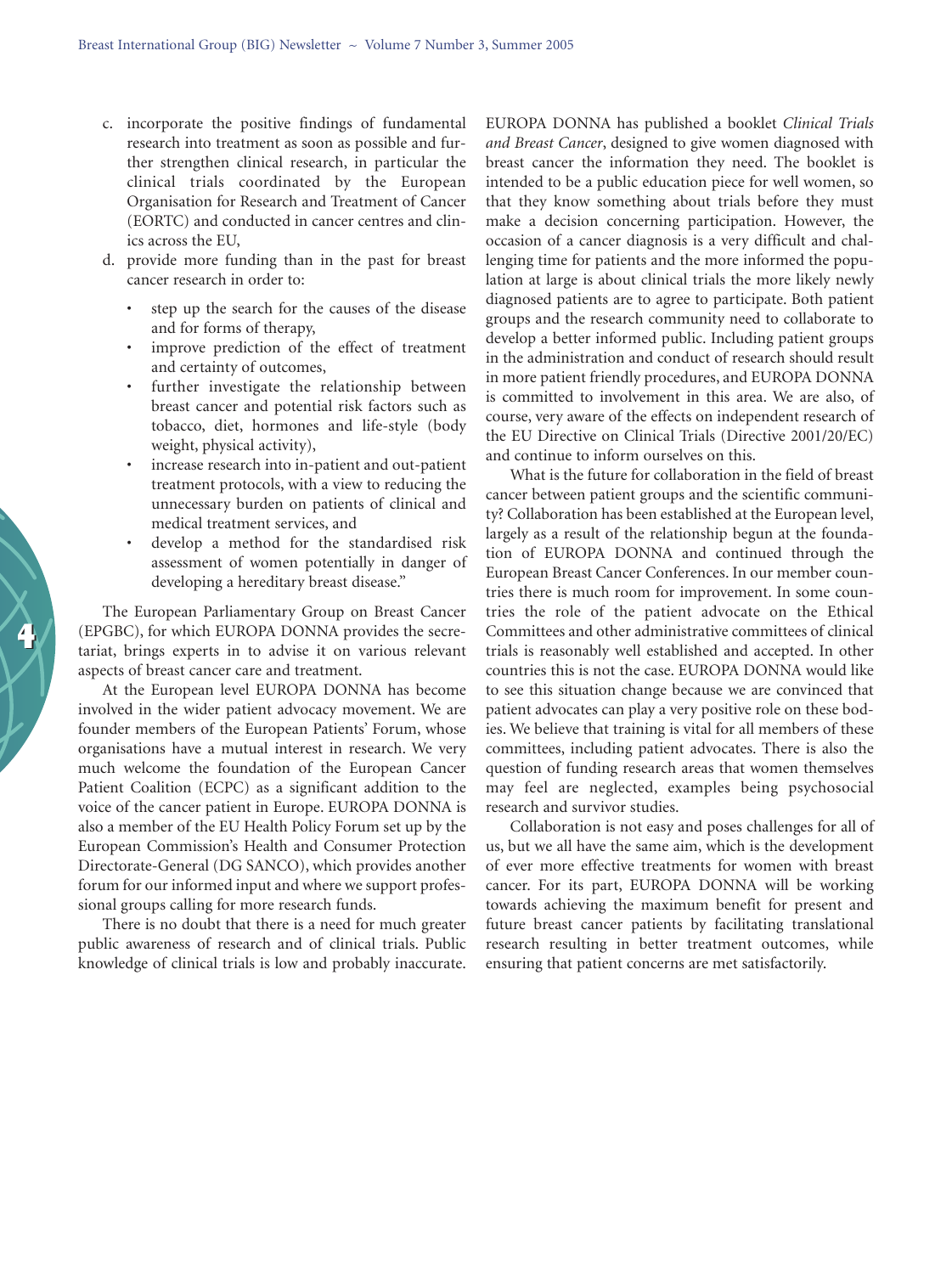c. incorporate the positive findings of fundamental research into treatment as soon as possible and further strengthen clinical research, in particular the clinical trials coordinated by the European Organisation for Research and Treatment of Cancer (EORTC) and conducted in cancer centres and clinics across the EU,

d. provide more funding than in the past for breast cancer research in order to:

- step up the search for the causes of the disease and for forms of therapy,
- improve prediction of the effect of treatment and certainty of outcomes,
- further investigate the relationship between breast cancer and potential risk factors such as tobacco, diet, hormones and life-style (body weight, physical activity),
- increase research into in-patient and out-patient treatment protocols, with a view to reducing the unnecessary burden on patients of clinical and medical treatment services, and
- develop a method for the standardised risk assessment of women potentially in danger of developing a hereditary breast disease."

The European Parliamentary Group on Breast Cancer (EPGBC), for which EUROPA DONNA provides the secretariat, brings experts in to advise it on various relevant aspects of breast cancer care and treatment.

At the European level EUROPA DONNA has become involved in the wider patient advocacy movement. We are founder members of the European Patients' Forum, whose organisations have a mutual interest in research. We very much welcome the foundation of the European Cancer Patient Coalition (ECPC) as a significant addition to the voice of the cancer patient in Europe. EUROPA DONNA is also a member of the EU Health Policy Forum set up by the European Commission's Health and Consumer Protection Directorate-General (DG SANCO), which provides another forum for our informed input and where we support professional groups calling for more research funds.

There is no doubt that there is a need for much greater public awareness of research and of clinical trials. Public knowledge of clinical trials is low and probably inaccurate. EUROPA DONNA has published a booklet *Clinical Trials and Breast Cancer*, designed to give women diagnosed with breast cancer the information they need. The booklet is intended to be a public education piece for well women, so that they know something about trials before they must make a decision concerning participation. However, the occasion of a cancer diagnosis is a very difficult and challenging time for patients and the more informed the population at large is about clinical trials the more likely newly diagnosed patients are to agree to participate. Both patient groups and the research community need to collaborate to develop a better informed public. Including patient groups in the administration and conduct of research should result in more patient friendly procedures, and EUROPA DONNA is committed to involvement in this area. We are also, of course, very aware of the effects on independent research of the EU Directive on Clinical Trials (Directive 2001/20/EC) and continue to inform ourselves on this.

What is the future for collaboration in the field of breast cancer between patient groups and the scientific community? Collaboration has been established at the European level, largely as a result of the relationship begun at the foundation of EUROPA DONNA and continued through the European Breast Cancer Conferences. In our member countries there is much room for improvement. In some countries the role of the patient advocate on the Ethical Committees and other administrative committees of clinical trials is reasonably well established and accepted. In other countries this is not the case. EUROPA DONNA would like to see this situation change because we are convinced that patient advocates can play a very positive role on these bodies. We believe that training is vital for all members of these committees, including patient advocates. There is also the question of funding research areas that women themselves may feel are neglected, examples being psychosocial research and survivor studies.

Collaboration is not easy and poses challenges for all of us, but we all have the same aim, which is the development of ever more effective treatments for women with breast cancer. For its part, EUROPA DONNA will be working towards achieving the maximum benefit for present and future breast cancer patients by facilitating translational research resulting in better treatment outcomes, while ensuring that patient concerns are met satisfactorily.